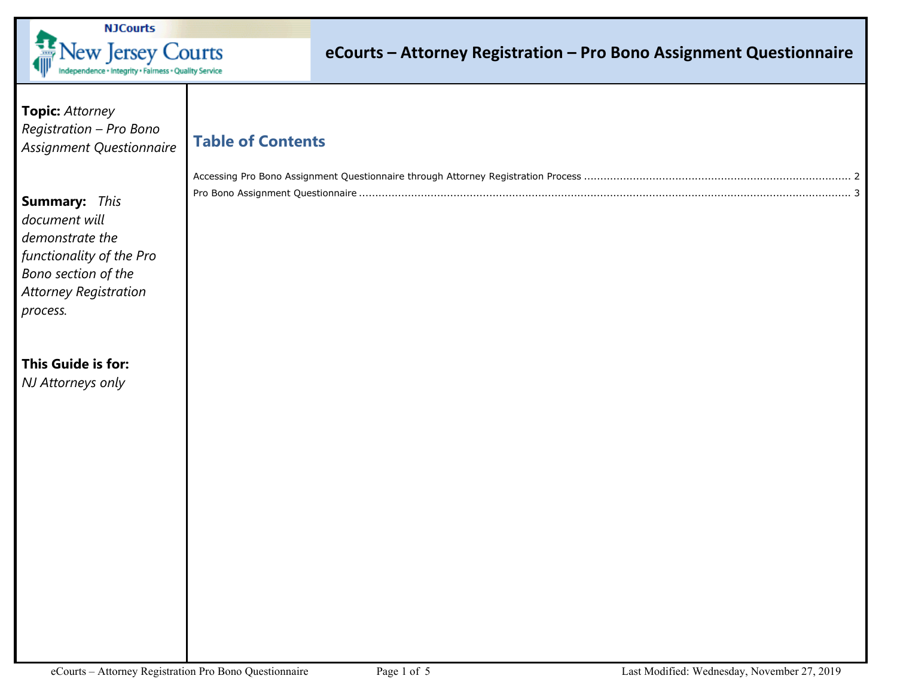# eCourts – Attorney Registration – Pro Bono Assignment Questionnaire

**Topic:** *Attorney Registration – Pro Bono Assignment Questionnaire*

**Summary:** *This document will demonstrate the functionality of the Pro Bono section of the Attorney Registration process.*

**This Guide is for:**
*NJ Attorneys only*

## Table of Contents

Accessing Pro Bono Assignment Questionnaire through Attorney Registration Process ........ 2

Pro Bono Assignment Questionnaire ........ 3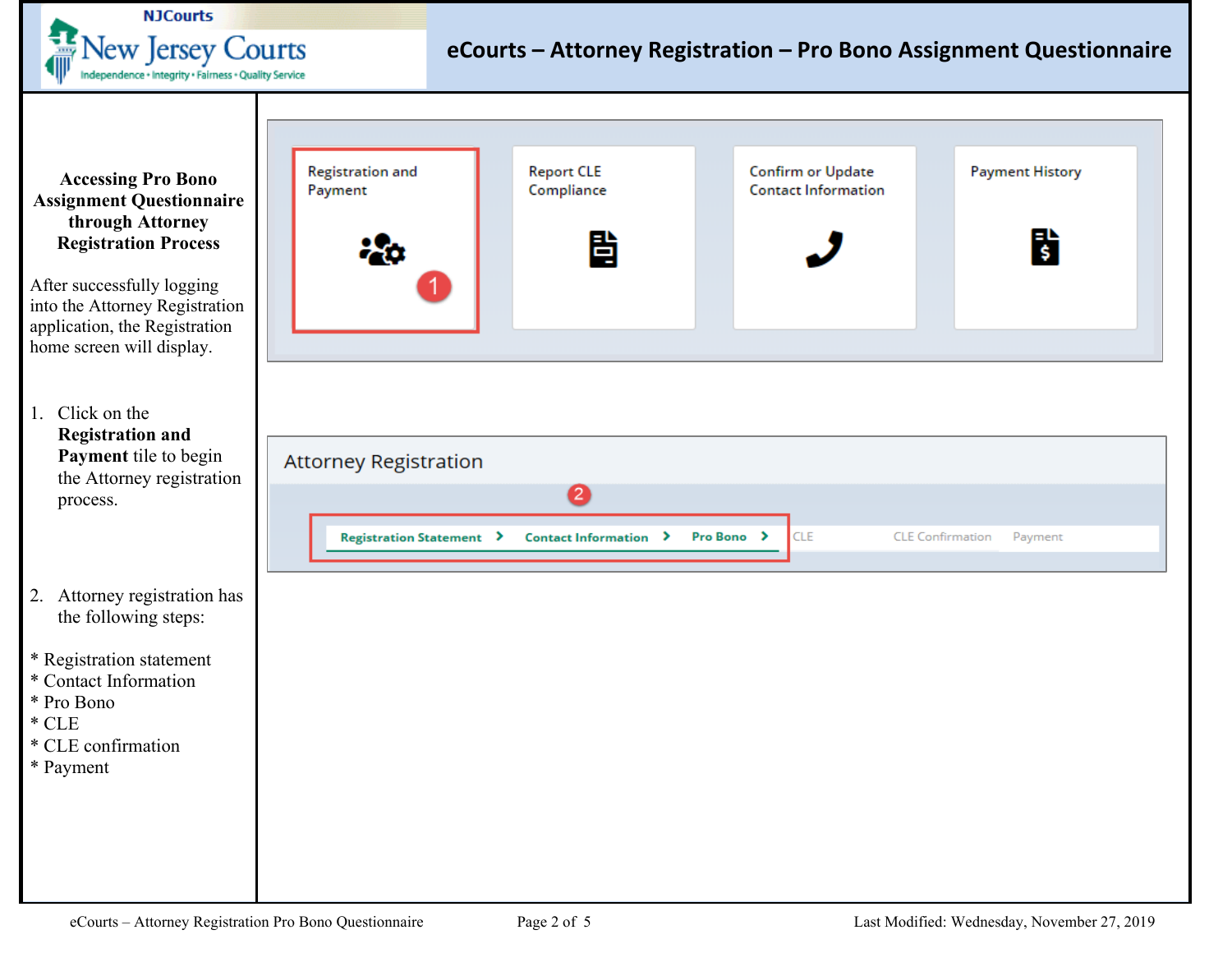## Accessing Pro Bono Assignment Questionnaire through Attorney Registration Process

After successfully logging into the Attorney Registration application, the Registration home screen will display.

1. Click on the **Registration and Payment** tile to begin the Attorney registration process.

2. Attorney registration has the following steps:

* Registration statement
* Contact Information
* Pro Bono
* CLE
* CLE confirmation
* Payment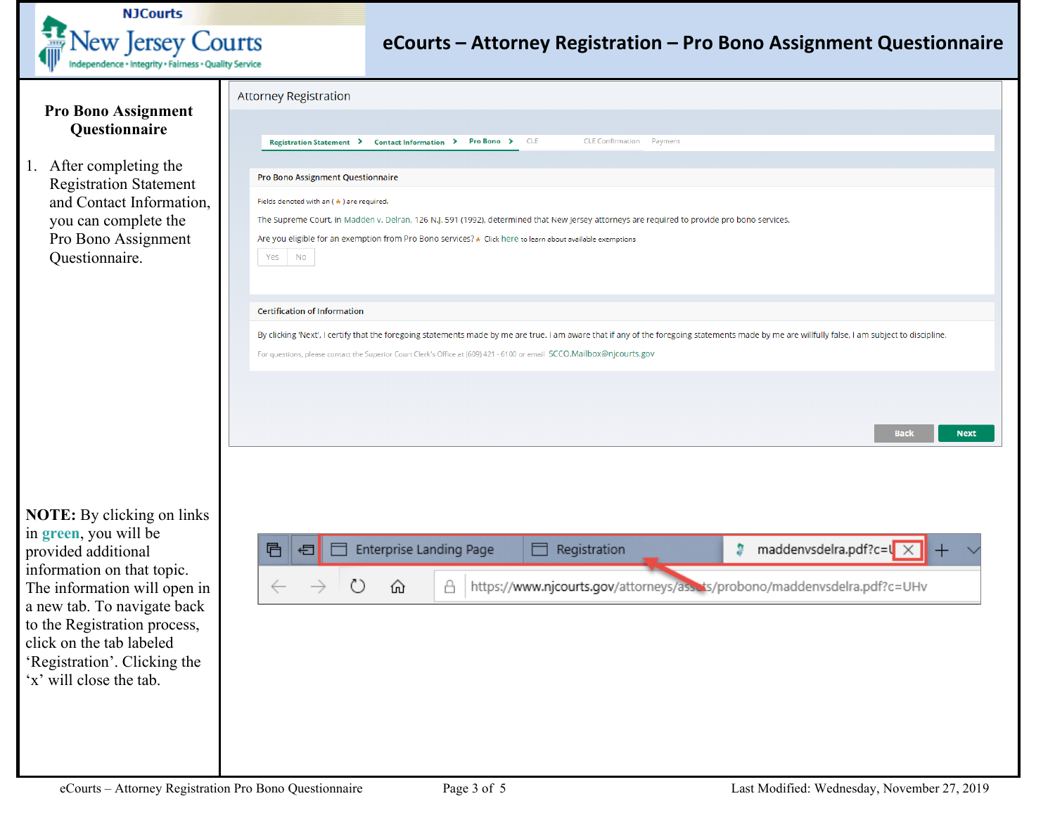## Pro Bono Assignment Questionnaire

1. After completing the Registration Statement and Contact Information, you can complete the Pro Bono Assignment Questionnaire.

Attorney Registration

Registration Statement > Contact Information > Pro Bono > CLE CLE Confirmation Payment

Pro Bono Assignment Questionnaire

Fields denoted with an ( * ) are required.

The Supreme Court, in Madden v. Delran, 126 N.J. 591 (1992), determined that New Jersey attorneys are required to provide pro bono services.

Are you eligible for an exemption from Pro Bono services? * Click here to learn about available exemptions

Yes No

Certification of Information

By clicking 'Next', I certify that the foregoing statements made by me are true. I am aware that if any of the foregoing statements made by me are willfully false, I am subject to discipline.

For questions, please contact the Superior Court Clerk's Office at (609) 421 - 6100 or email SCCO.Mailbox@njcourts.gov

Back Next

**NOTE:** By clicking on links in green, you will be provided additional information on that topic. The information will open in a new tab. To navigate back to the Registration process, click on the tab labeled 'Registration'. Clicking the 'x' will close the tab.

Enterprise Landing Page | Registration | maddenvsdelra.pdf?c=U

https://www.njcourts.gov/attorneys/assets/probono/maddenvsdelra.pdf?c=UHv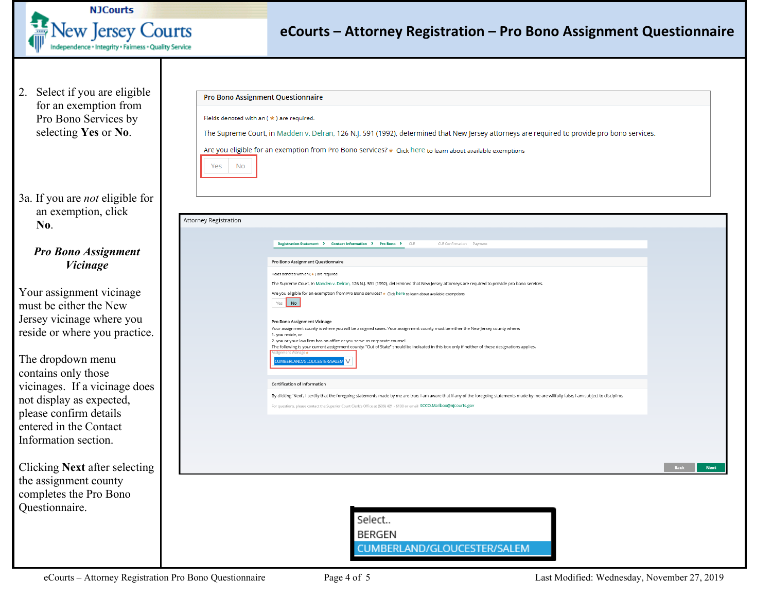2. Select if you are eligible for an exemption from Pro Bono Services by selecting **Yes** or **No**.

Pro Bono Assignment Questionnaire

Fields denoted with an ( * ) are required.

The Supreme Court, in Madden v. Delran, 126 N.J. 591 (1992), determined that New Jersey attorneys are required to provide pro bono services.

Are you eligible for an exemption from Pro Bono services? * Click here to learn about available exemptions

Yes No

3a. If you are *not* eligible for an exemption, click **No**.

***Pro Bono Assignment Vicinage***

Your assignment vicinage must be either the New Jersey vicinage where you reside or where you practice.

The dropdown menu contains only those vicinages. If a vicinage does not display as expected, please confirm details entered in the Contact Information section.

Clicking **Next** after selecting the assignment county completes the Pro Bono Questionnaire.

Attorney Registration

Registration Statement > Contact Information > Pro Bono > CLE CLE Confirmation Payment

Pro Bono Assignment Questionnaire

Fields denoted with an ( * ) are required.

The Supreme Court, in Madden v. Delran, 126 N.J. 591 (1992), determined that New Jersey attorneys are required to provide pro bono services.

Are you eligible for an exemption from Pro Bono services? * Click here to learn about available exemptions

Yes No

Pro Bono Assignment Vicinage

Your assignment county is where you will be assigned cases. Your assignment county must be either the New Jersey county where:

1. you reside, or
2. you or your law firm has an office or you serve as corporate counsel.

The following is your current assignment county: "Out of State" should be indicated in this box only if neither of these designations applies.

Assignment Vicinage *

CUMBERLAND/GLOUCESTER/SALEM

Certification of Information

By clicking 'Next', I certify that the foregoing statements made by me are true. I am aware that if any of the foregoing statements made by me are willfully false, I am subject to discipline.

For questions, please contact the Superior Court Clerk's Office at (609) 421 - 6100 or email SCCO.Mailbox@njcourts.gov

Back Next

Select..
BERGEN
CUMBERLAND/GLOUCESTER/SALEM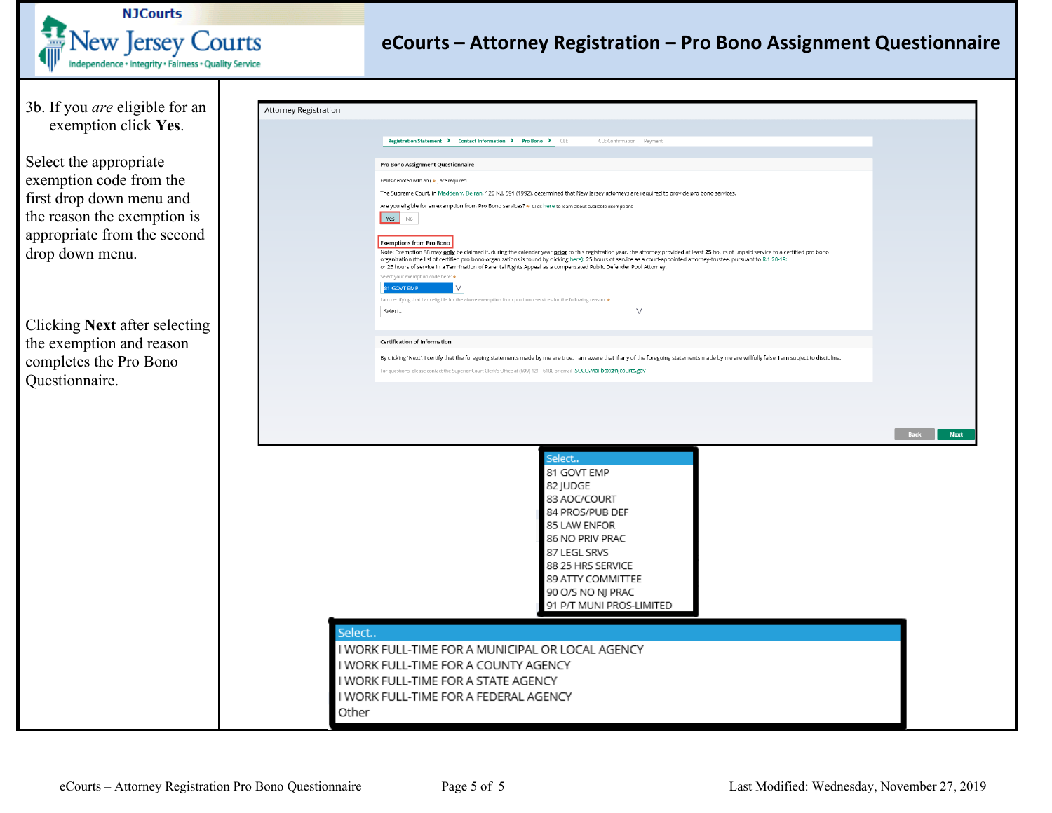# eCourts – Attorney Registration – Pro Bono Assignment Questionnaire

3b. If you *are* eligible for an exemption click **Yes**.

Select the appropriate exemption code from the first drop down menu and the reason the exemption is appropriate from the second drop down menu.

Clicking **Next** after selecting the exemption and reason completes the Pro Bono Questionnaire.

Attorney Registration

Registration Statement › Contact Information › Pro Bono › CLE CLE Confirmation Payment

Pro Bono Assignment Questionnaire

Fields denoted with an ( * ) are required.

The Supreme Court, in Madden v. Delran, 126 N.J. 591 (1992), determined that New Jersey attorneys are required to provide pro bono services.

Are you eligible for an exemption from Pro Bono services? * Click here to learn about available exemptions

Yes No

Exemptions from Pro Bono

Note: Exemption 88 may **only** be claimed if, during the calendar year **prior** to this registration year, the attorney provided at least **25** hours of unpaid service to a certified pro bono organization (the list of certified pro bono organizations is found by clicking here); 25 hours of service as a court-appointed attorney-trustee, pursuant to R.1:20-19; or 25 hours of service in a Termination of Parental Rights Appeal as a compensated Public Defender Pool Attorney.

Select your exemption code here: *

81 GOVT EMP

I am certifying that I am eligible for the above exemption from pro bono services for the following reason: *

Select..

Certification of Information

By clicking 'Next', I certify that the foregoing statements made by me are true. I am aware that if any of the foregoing statements made by me are willfully false, I am subject to discipline.

For questions, please contact the Superior Court Clerk's Office at (609) 421 - 6100 or email SCCO.Mailbox@njcourts.gov

Back Next

Select..
81 GOVT EMP
82 JUDGE
83 AOC/COURT
84 PROS/PUB DEF
85 LAW ENFOR
86 NO PRIV PRAC
87 LEGL SRVS
88 25 HRS SERVICE
89 ATTY COMMITTEE
90 O/S NO NJ PRAC
91 P/T MUNI PROS-LIMITED

Select..
I WORK FULL-TIME FOR A MUNICIPAL OR LOCAL AGENCY
I WORK FULL-TIME FOR A COUNTY AGENCY
I WORK FULL-TIME FOR A STATE AGENCY
I WORK FULL-TIME FOR A FEDERAL AGENCY
Other